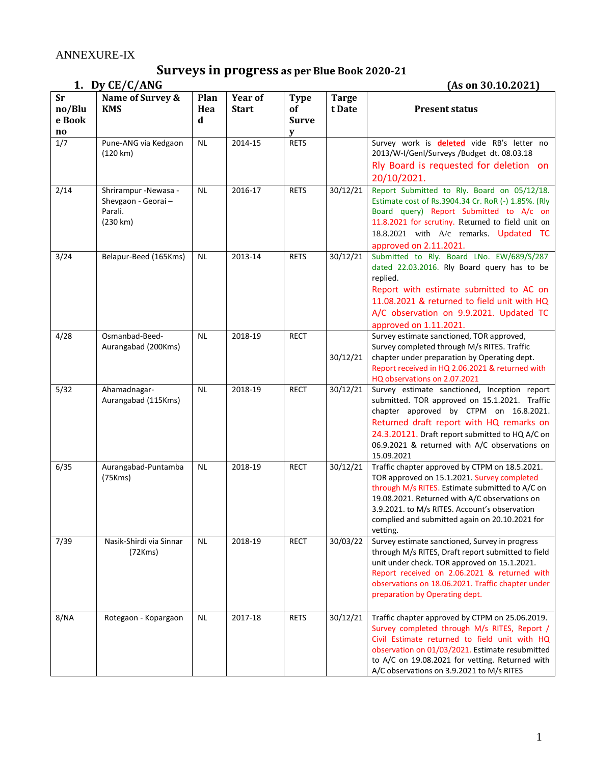ANNEXURE-IX

# Surveys in progress as per Blue Book 2020-21

## 1. Dy CE/C/ANG (As on 30.10.2021)

| Sr no/Blue Book no | Name of Survey & KMS | Plan Head | Year of Start | Type of Survey | Target Date | Present status |
|---|---|---|---|---|---|---|
| 1/7 | Pune-ANG via Kedgaon (120 km) | NL | 2014-15 | RETS | | Survey work is **deleted** vide RB's letter no 2013/W-I/Genl/Surveys /Budget dt. 08.03.18 Rly Board is requested for deletion on 20/10/2021. |
| 2/14 | Shrirampur -Newasa - Shevgaon - Georai – Parali. (230 km) | NL | 2016-17 | RETS | 30/12/21 | Report Submitted to Rly. Board on 05/12/18. Estimate cost of Rs.3904.34 Cr. RoR (-) 1.85%. (Rly Board query) Report Submitted to A/c on 11.8.2021 for scrutiny. Returned to field unit on 18.8.2021 with A/c remarks. Updated TC approved on 2.11.2021. |
| 3/24 | Belapur-Beed (165Kms) | NL | 2013-14 | RETS | 30/12/21 | Submitted to Rly. Board LNo. EW/689/S/287 dated 22.03.2016. Rly Board query has to be replied. Report with estimate submitted to AC on 11.08.2021 & returned to field unit with HQ A/C observation on 9.9.2021. Updated TC approved on 1.11.2021. |
| 4/28 | Osmanbad-Beed-Aurangabad (200Kms) | NL | 2018-19 | RECT | 30/12/21 | Survey estimate sanctioned, TOR approved, Survey completed through M/s RITES. Traffic chapter under preparation by Operating dept. Report received in HQ 2.06.2021 & returned with HQ observations on 2.07.2021 |
| 5/32 | Ahamadnagar-Aurangabad (115Kms) | NL | 2018-19 | RECT | 30/12/21 | Survey estimate sanctioned, Inception report submitted. TOR approved on 15.1.2021. Traffic chapter approved by CTPM on 16.8.2021. Returned draft report with HQ remarks on 24.3.20121. Draft report submitted to HQ A/C on 06.9.2021 & returned with A/C observations on 15.09.2021 |
| 6/35 | Aurangabad-Puntamba (75Kms) | NL | 2018-19 | RECT | 30/12/21 | Traffic chapter approved by CTPM on 18.5.2021. TOR approved on 15.1.2021. Survey completed through M/s RITES. Estimate submitted to A/C on 19.08.2021. Returned with A/C observations on 3.9.2021. to M/s RITES. Account's observation complied and submitted again on 20.10.2021 for vetting. |
| 7/39 | Nasik-Shirdi via Sinnar (72Kms) | NL | 2018-19 | RECT | 30/03/22 | Survey estimate sanctioned, Survey in progress through M/s RITES, Draft report submitted to field unit under check. TOR approved on 15.1.2021. Report received on 2.06.2021 & returned with observations on 18.06.2021. Traffic chapter under preparation by Operating dept. |
| 8/NA | Rotegaon - Kopargaon | NL | 2017-18 | RETS | 30/12/21 | Traffic chapter approved by CTPM on 25.06.2019. Survey completed through M/s RITES, Report / Civil Estimate returned to field unit with HQ observation on 01/03/2021. Estimate resubmitted to A/C on 19.08.2021 for vetting. Returned with A/C observations on 3.9.2021 to M/s RITES |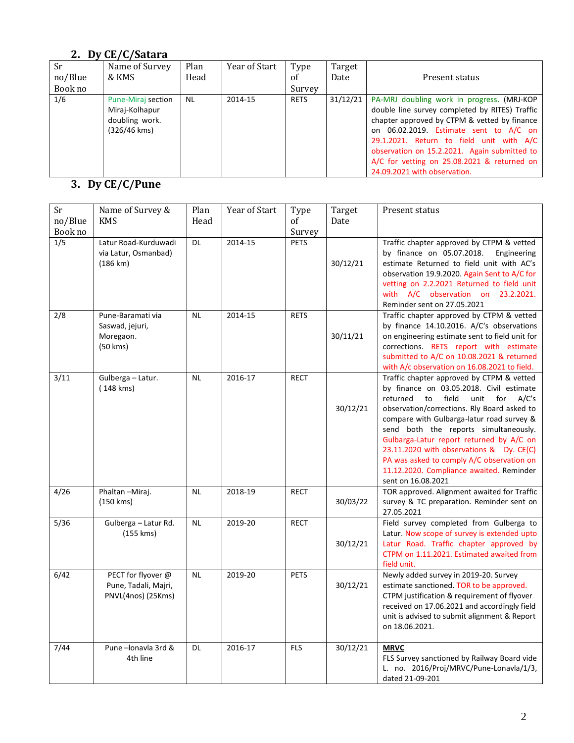## 2. Dy CE/C/Satara

| Sr no/Blue Book no | Name of Survey & KMS | Plan Head | Year of Start | Type of Survey | Target Date | Present status |
|---|---|---|---|---|---|---|
| 1/6 | Pune-Miraj section Miraj-Kolhapur doubling work. (326/46 kms) | NL | 2014-15 | RETS | 31/12/21 | PA-MRJ doubling work in progress. (MRJ-KOP double line survey completed by RITES) Traffic chapter approved by CTPM & vetted by finance on 06.02.2019. Estimate sent to A/C on 29.1.2021. Return to field unit with A/C observation on 15.2.2021. Again submitted to A/C for vetting on 25.08.2021 & returned on 24.09.2021 with observation. |

## 3. Dy CE/C/Pune

| Sr no/Blue Book no | Name of Survey & KMS | Plan Head | Year of Start | Type of Survey | Target Date | Present status |
|---|---|---|---|---|---|---|
| 1/5 | Latur Road-Kurduwadi via Latur, Osmanbad) (186 km) | DL | 2014-15 | PETS | 30/12/21 | Traffic chapter approved by CTPM & vetted by finance on 05.07.2018. Engineering estimate Returned to field unit with AC's observation 19.9.2020. Again Sent to A/C for vetting on 2.2.2021 Returned to field unit with A/C observation on 23.2.2021. Reminder sent on 27.05.2021 |
| 2/8 | Pune-Baramati via Saswad, jejuri, Moregaon. (50 kms) | NL | 2014-15 | RETS | 30/11/21 | Traffic chapter approved by CTPM & vetted by finance 14.10.2016. A/C's observations on engineering estimate sent to field unit for corrections. RETS report with estimate submitted to A/C on 10.08.2021 & returned with A/c observation on 16.08.2021 to field. |
| 3/11 | Gulberga – Latur. ( 148 kms) | NL | 2016-17 | RECT | 30/12/21 | Traffic chapter approved by CTPM & vetted by finance on 03.05.2018. Civil estimate returned to field unit for A/C's observation/corrections. Rly Board asked to compare with Gulbarga-latur road survey & send both the reports simultaneously. Gulbarga-Latur report returned by A/C on 23.11.2020 with observations & Dy. CE(C) PA was asked to comply A/C observation on 11.12.2020. Compliance awaited. Reminder sent on 16.08.2021 |
| 4/26 | Phaltan –Miraj. (150 kms) | NL | 2018-19 | RECT | 30/03/22 | TOR approved. Alignment awaited for Traffic survey & TC preparation. Reminder sent on 27.05.2021 |
| 5/36 | Gulberga – Latur Rd. (155 kms) | NL | 2019-20 | RECT | 30/12/21 | Field survey completed from Gulberga to Latur. Now scope of survey is extended upto Latur Road. Traffic chapter approved by CTPM on 1.11.2021. Estimated awaited from field unit. |
| 6/42 | PECT for flyover @ Pune, Tadali, Majri, PNVL(4nos) (25Kms) | NL | 2019-20 | PETS | 30/12/21 | Newly added survey in 2019-20. Survey estimate sanctioned. TOR to be approved. CTPM justification & requirement of flyover received on 17.06.2021 and accordingly field unit is advised to submit alignment & Report on 18.06.2021. |
| 7/44 | Pune –lonavla 3rd & 4th line | DL | 2016-17 | FLS | 30/12/21 | **MRVC** FLS Survey sanctioned by Railway Board vide L. no. 2016/Proj/MRVC/Pune-Lonavla/1/3, dated 21-09-201 |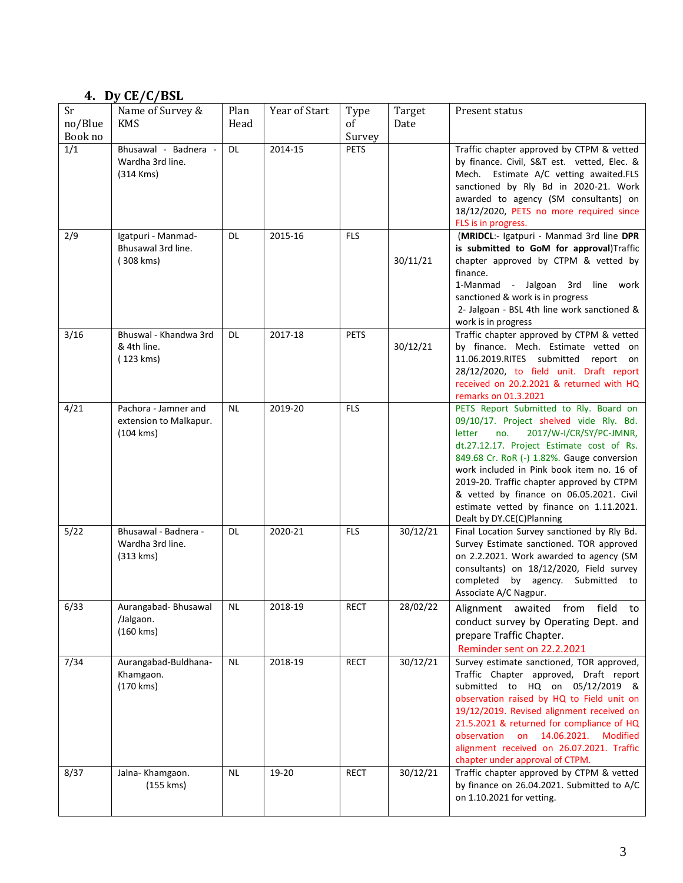## 4. Dy CE/C/BSL

| Sr no/Blue Book no | Name of Survey & KMS | Plan Head | Year of Start | Type of Survey | Target Date | Present status |
|---|---|---|---|---|---|---|
| 1/1 | Bhusawal - Badnera - Wardha 3rd line. (314 Kms) | DL | 2014-15 | PETS | | Traffic chapter approved by CTPM & vetted by finance. Civil, S&T est. vetted, Elec. & Mech. Estimate A/C vetting awaited.FLS sanctioned by Rly Bd in 2020-21. Work awarded to agency (SM consultants) on 18/12/2020, PETS no more required since FLS is in progress. |
| 2/9 | Igatpuri - Manmad- Bhusawal 3rd line. ( 308 kms) | DL | 2015-16 | FLS | 30/11/21 | (**MRIDCL**:- Igatpuri - Manmad 3rd line **DPR is submitted to GoM for approval**)Traffic chapter approved by CTPM & vetted by finance.<br>1-Manmad - Jalgoan 3rd line work sanctioned & work is in progress<br>2- Jalgoan - BSL 4th line work sanctioned & work is in progress |
| 3/16 | Bhuswal - Khandwa 3rd & 4th line. ( 123 kms) | DL | 2017-18 | PETS | 30/12/21 | Traffic chapter approved by CTPM & vetted by finance. Mech. Estimate vetted on 11.06.2019.RITES submitted report on 28/12/2020, to field unit. Draft report received on 20.2.2021 & returned with HQ remarks on 01.3.2021 |
| 4/21 | Pachora - Jamner and extension to Malkapur. (104 kms) | NL | 2019-20 | FLS | | PETS Report Submitted to Rly. Board on 09/10/17. Project shelved vide Rly. Bd. letter no. 2017/W-I/CR/SY/PC-JMNR, dt.27.12.17. Project Estimate cost of Rs. 849.68 Cr. RoR (-) 1.82%. Gauge conversion work included in Pink book item no. 16 of 2019-20. Traffic chapter approved by CTPM & vetted by finance on 06.05.2021. Civil estimate vetted by finance on 1.11.2021. Dealt by DY.CE(C)Planning |
| 5/22 | Bhusawal - Badnera - Wardha 3rd line. (313 kms) | DL | 2020-21 | FLS | 30/12/21 | Final Location Survey sanctioned by Rly Bd. Survey Estimate sanctioned. TOR approved on 2.2.2021. Work awarded to agency (SM consultants) on 18/12/2020, Field survey completed by agency. Submitted to Associate A/C Nagpur. |
| 6/33 | Aurangabad- Bhusawal /Jalgaon. (160 kms) | NL | 2018-19 | RECT | 28/02/22 | Alignment awaited from field to conduct survey by Operating Dept. and prepare Traffic Chapter.<br>Reminder sent on 22.2.2021 |
| 7/34 | Aurangabad-Buldhana-Khamgaon. (170 kms) | NL | 2018-19 | RECT | 30/12/21 | Survey estimate sanctioned, TOR approved, Traffic Chapter approved, Draft report submitted to HQ on 05/12/2019 & observation raised by HQ to Field unit on 19/12/2019. Revised alignment received on 21.5.2021 & returned for compliance of HQ observation on 14.06.2021. Modified alignment received on 26.07.2021. Traffic chapter under approval of CTPM. |
| 8/37 | Jalna- Khamgaon. (155 kms) | NL | 19-20 | RECT | 30/12/21 | Traffic chapter approved by CTPM & vetted by finance on 26.04.2021. Submitted to A/C on 1.10.2021 for vetting. |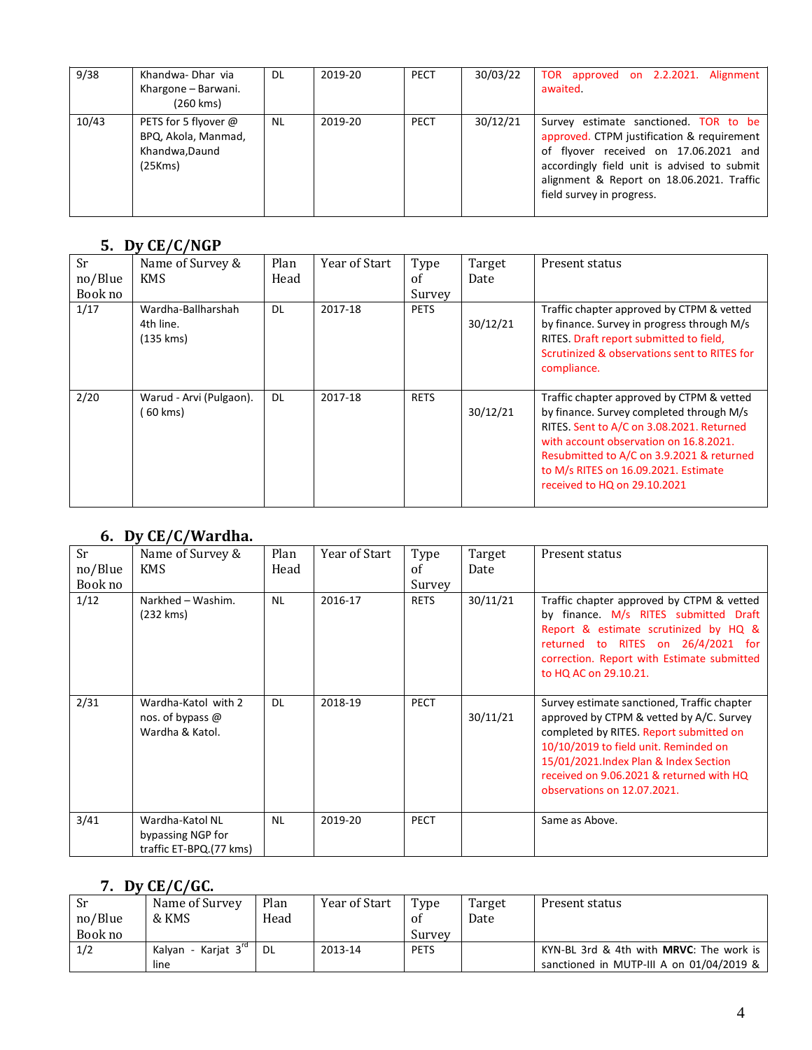| 9/38 | Khandwa- Dhar via Khargone – Barwani. (260 kms) | DL | 2019-20 | PECT | 30/03/22 | TOR approved on 2.2.2021. Alignment awaited. |
|---|---|---|---|---|---|---|
| 10/43 | PETS for 5 flyover @ BPQ, Akola, Manmad, Khandwa,Daund (25Kms) | NL | 2019-20 | PECT | 30/12/21 | Survey estimate sanctioned. TOR to be approved. CTPM justification & requirement of flyover received on 17.06.2021 and accordingly field unit is advised to submit alignment & Report on 18.06.2021. Traffic field survey in progress. |

## 5. Dy CE/C/NGP

| Sr no/Blue Book no | Name of Survey & KMS | Plan Head | Year of Start | Type of Survey | Target Date | Present status |
|---|---|---|---|---|---|---|
| 1/17 | Wardha-Ballharshah 4th line. (135 kms) | DL | 2017-18 | PETS | 30/12/21 | Traffic chapter approved by CTPM & vetted by finance. Survey in progress through M/s RITES. Draft report submitted to field, Scrutinized & observations sent to RITES for compliance. |
| 2/20 | Warud - Arvi (Pulgaon). ( 60 kms) | DL | 2017-18 | RETS | 30/12/21 | Traffic chapter approved by CTPM & vetted by finance. Survey completed through M/s RITES. Sent to A/C on 3.08.2021. Returned with account observation on 16.8.2021. Resubmitted to A/C on 3.9.2021 & returned to M/s RITES on 16.09.2021. Estimate received to HQ on 29.10.2021 |

## 6. Dy CE/C/Wardha.

| Sr no/Blue Book no | Name of Survey & KMS | Plan Head | Year of Start | Type of Survey | Target Date | Present status |
|---|---|---|---|---|---|---|
| 1/12 | Narkhed – Washim. (232 kms) | NL | 2016-17 | RETS | 30/11/21 | Traffic chapter approved by CTPM & vetted by finance. M/s RITES submitted Draft Report & estimate scrutinized by HQ & returned to RITES on 26/4/2021 for correction. Report with Estimate submitted to HQ AC on 29.10.21. |
| 2/31 | Wardha-Katol with 2 nos. of bypass @ Wardha & Katol. | DL | 2018-19 | PECT | 30/11/21 | Survey estimate sanctioned, Traffic chapter approved by CTPM & vetted by A/C. Survey completed by RITES. Report submitted on 10/10/2019 to field unit. Reminded on 15/01/2021.Index Plan & Index Section received on 9.06.2021 & returned with HQ observations on 12.07.2021. |
| 3/41 | Wardha-Katol NL bypassing NGP for traffic ET-BPQ.(77 kms) | NL | 2019-20 | PECT | | Same as Above. |

## 7. Dy CE/C/GC.

| Sr no/Blue Book no | Name of Survey & KMS | Plan Head | Year of Start | Type of Survey | Target Date | Present status |
|---|---|---|---|---|---|---|
| 1/2 | Kalyan - Karjat 3rd line | DL | 2013-14 | PETS | | KYN-BL 3rd & 4th with **MRVC**: The work is sanctioned in MUTP-III A on 01/04/2019 & |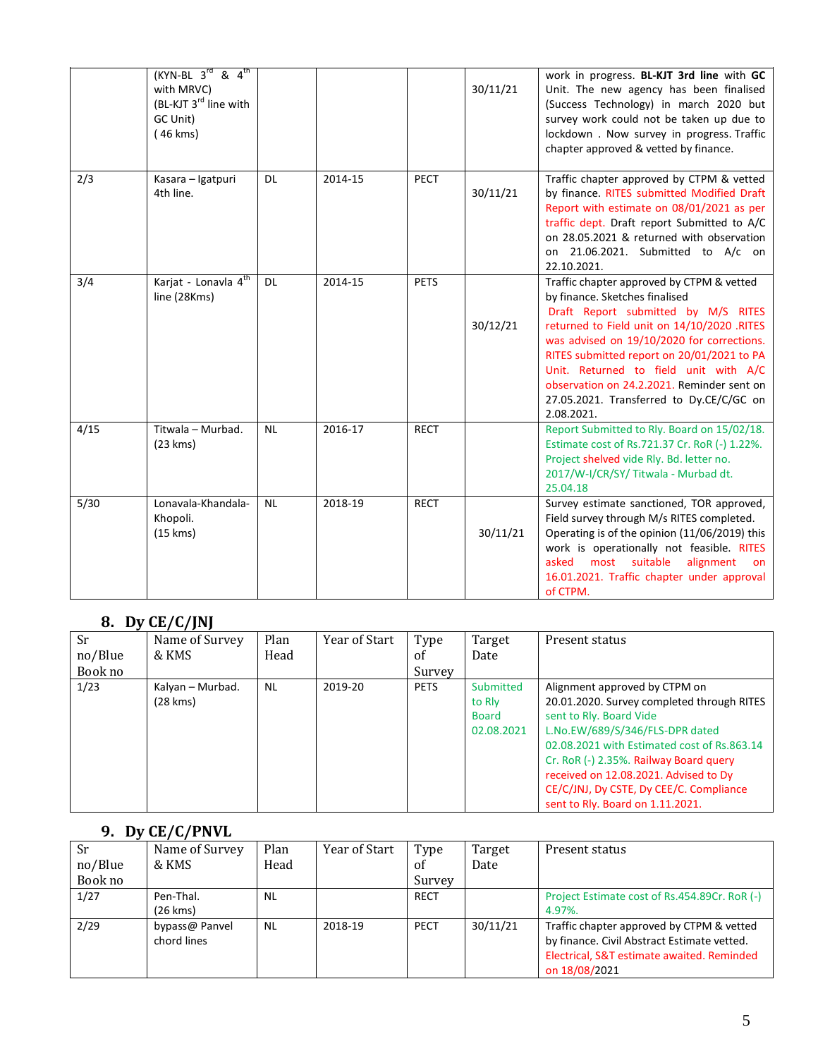| | | | | | | |
|---|---|---|---|---|---|---|
| | (KYN-BL 3rd & 4th with MRVC) (BL-KJT 3rd line with GC Unit) ( 46 kms) | | | | 30/11/21 | work in progress. **BL-KJT 3rd line** with **GC** Unit. The new agency has been finalised (Success Technology) in march 2020 but survey work could not be taken up due to lockdown . Now survey in progress. Traffic chapter approved & vetted by finance. |
| 2/3 | Kasara – Igatpuri 4th line. | DL | 2014-15 | PECT | 30/11/21 | Traffic chapter approved by CTPM & vetted by finance. RITES submitted Modified Draft Report with estimate on 08/01/2021 as per traffic dept. Draft report Submitted to A/C on 28.05.2021 & returned with observation on 21.06.2021. Submitted to A/c on 22.10.2021. |
| 3/4 | Karjat - Lonavla 4th line (28Kms) | DL | 2014-15 | PETS | 30/12/21 | Traffic chapter approved by CTPM & vetted by finance. Sketches finalised Draft Report submitted by M/S RITES returned to Field unit on 14/10/2020 .RITES was advised on 19/10/2020 for corrections. RITES submitted report on 20/01/2021 to PA Unit. Returned to field unit with A/C observation on 24.2.2021. Reminder sent on 27.05.2021. Transferred to Dy.CE/C/GC on 2.08.2021. |
| 4/15 | Titwala – Murbad. (23 kms) | NL | 2016-17 | RECT | | Report Submitted to Rly. Board on 15/02/18. Estimate cost of Rs.721.37 Cr. RoR (-) 1.22%. Project shelved vide Rly. Bd. letter no. 2017/W-I/CR/SY/ Titwala - Murbad dt. 25.04.18 |
| 5/30 | Lonavala-Khandala-Khopoli. (15 kms) | NL | 2018-19 | RECT | 30/11/21 | Survey estimate sanctioned, TOR approved, Field survey through M/s RITES completed. Operating is of the opinion (11/06/2019) this work is operationally not feasible. RITES asked most suitable alignment on 16.01.2021. Traffic chapter under approval of CTPM. |

## 8. Dy CE/C/JNJ

| Sr no/Blue Book no | Name of Survey & KMS | Plan Head | Year of Start | Type of Survey | Target Date | Present status |
|---|---|---|---|---|---|---|
| 1/23 | Kalyan – Murbad. (28 kms) | NL | 2019-20 | PETS | Submitted to Rly Board 02.08.2021 | Alignment approved by CTPM on 20.01.2020. Survey completed through RITES sent to Rly. Board Vide L.No.EW/689/S/346/FLS-DPR dated 02.08.2021 with Estimated cost of Rs.863.14 Cr. RoR (-) 2.35%. Railway Board query received on 12.08.2021. Advised to Dy CE/C/JNJ, Dy CSTE, Dy CEE/C. Compliance sent to Rly. Board on 1.11.2021. |

## 9. Dy CE/C/PNVL

| Sr no/Blue Book no | Name of Survey & KMS | Plan Head | Year of Start | Type of Survey | Target Date | Present status |
|---|---|---|---|---|---|---|
| 1/27 | Pen-Thal. (26 kms) | NL | | RECT | | Project Estimate cost of Rs.454.89Cr. RoR (-) 4.97%. |
| 2/29 | bypass@ Panvel chord lines | NL | 2018-19 | PECT | 30/11/21 | Traffic chapter approved by CTPM & vetted by finance. Civil Abstract Estimate vetted. Electrical, S&T estimate awaited. Reminded on 18/08/2021 |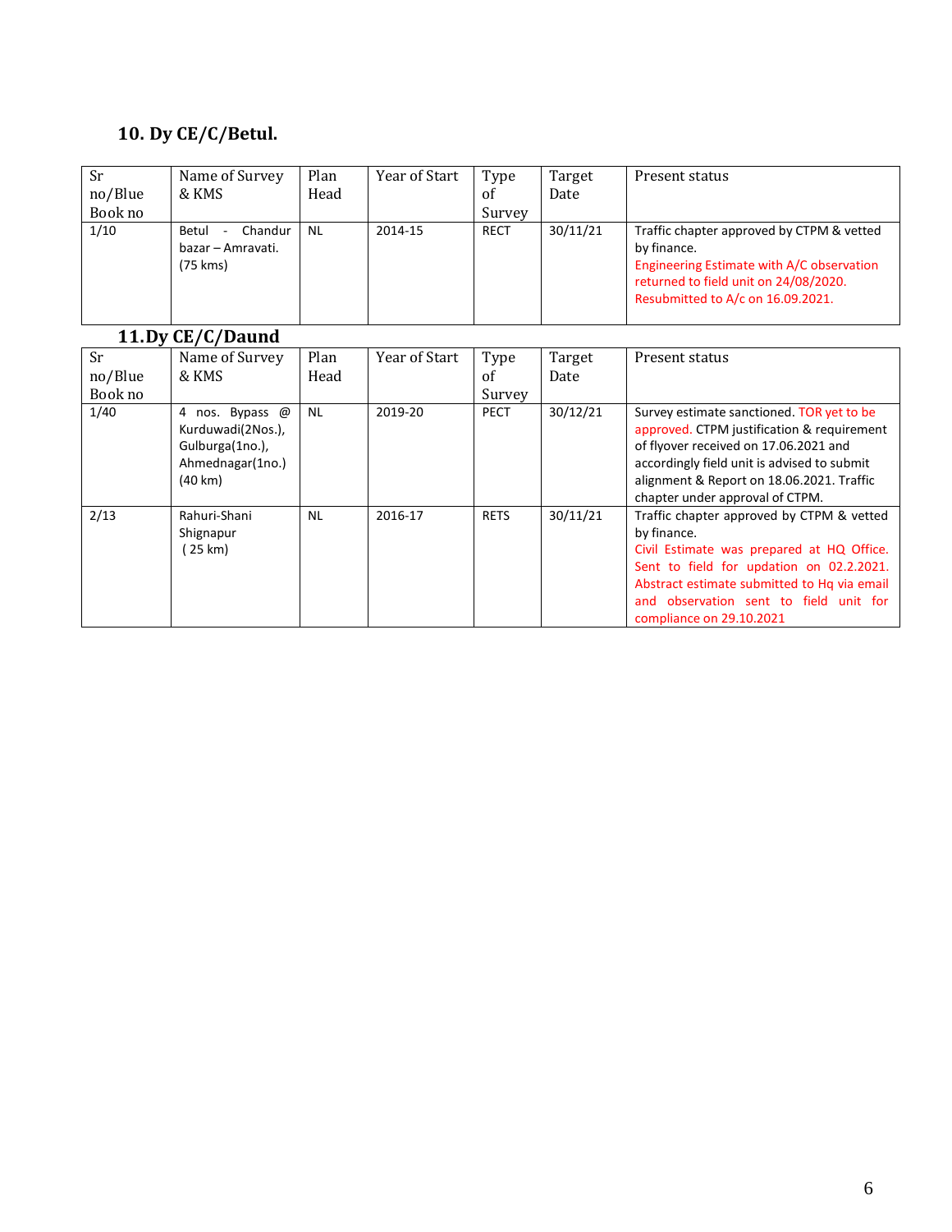## 10. Dy CE/C/Betul.

| Sr no/Blue Book no | Name of Survey & KMS | Plan Head | Year of Start | Type of Survey | Target Date | Present status |
|---|---|---|---|---|---|---|
| 1/10 | Betul - Chandur bazar – Amravati. (75 kms) | NL | 2014-15 | RECT | 30/11/21 | Traffic chapter approved by CTPM & vetted by finance. Engineering Estimate with A/C observation returned to field unit on 24/08/2020. Resubmitted to A/c on 16.09.2021. |

## 11. Dy CE/C/Daund

| Sr no/Blue Book no | Name of Survey & KMS | Plan Head | Year of Start | Type of Survey | Target Date | Present status |
|---|---|---|---|---|---|---|
| 1/40 | 4 nos. Bypass @ Kurduwadi(2Nos.), Gulburga(1no.), Ahmednagar(1no.) (40 km) | NL | 2019-20 | PECT | 30/12/21 | Survey estimate sanctioned. TOR yet to be approved. CTPM justification & requirement of flyover received on 17.06.2021 and accordingly field unit is advised to submit alignment & Report on 18.06.2021. Traffic chapter under approval of CTPM. |
| 2/13 | Rahuri-Shani Shignapur ( 25 km) | NL | 2016-17 | RETS | 30/11/21 | Traffic chapter approved by CTPM & vetted by finance. Civil Estimate was prepared at HQ Office. Sent to field for updation on 02.2.2021. Abstract estimate submitted to Hq via email and observation sent to field unit for compliance on 29.10.2021 |